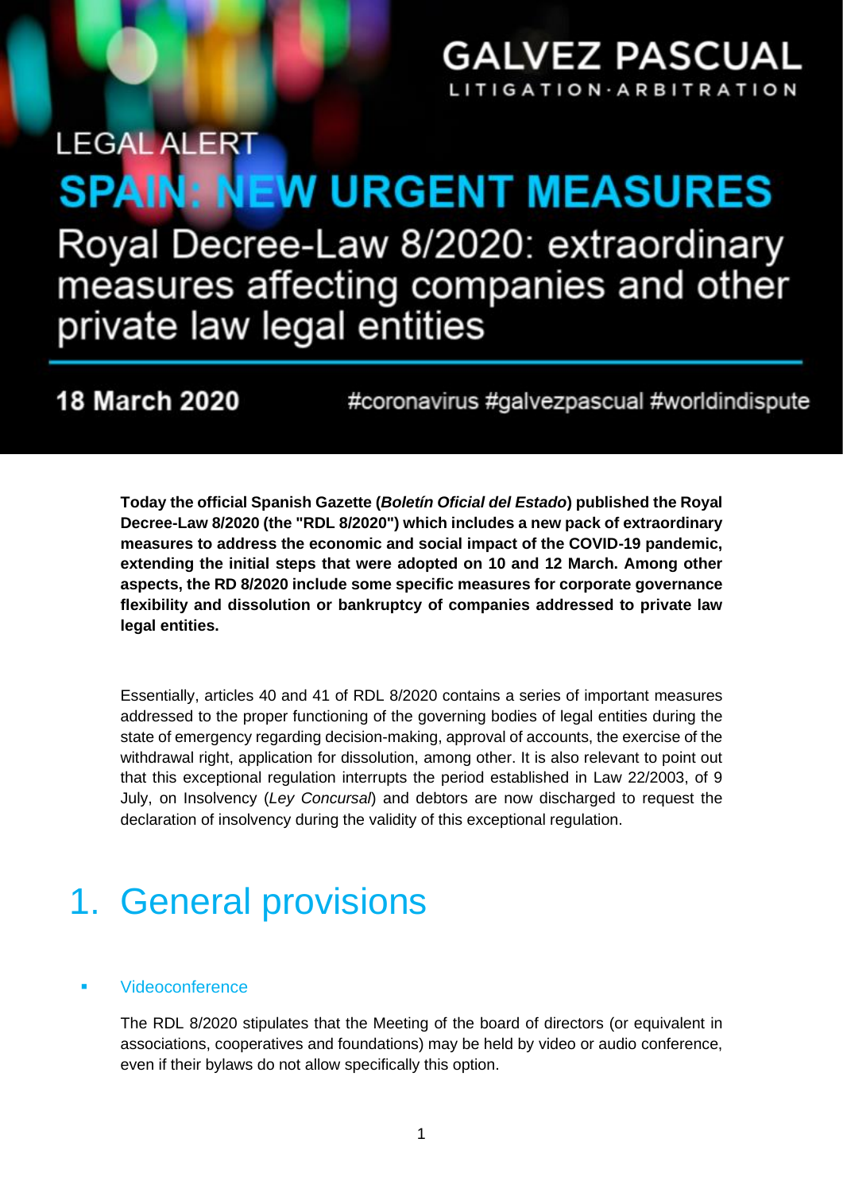GALVEZ PASCUAL
LITIGATION·ARBITRATION

LEGAL ALERT

# SPAIN: NEW URGENT MEASURES

## Royal Decree-Law 8/2020: extraordinary measures affecting companies and other private law legal entities

**18 March 2020** #coronavirus #galvezpascual #worldindispute

**Today the official Spanish Gazette (*Boletín Oficial del Estado*) published the Royal Decree-Law 8/2020 (the "RDL 8/2020") which includes a new pack of extraordinary measures to address the economic and social impact of the COVID-19 pandemic, extending the initial steps that were adopted on 10 and 12 March. Among other aspects, the RD 8/2020 include some specific measures for corporate governance flexibility and dissolution or bankruptcy of companies addressed to private law legal entities.**

Essentially, articles 40 and 41 of RDL 8/2020 contains a series of important measures addressed to the proper functioning of the governing bodies of legal entities during the state of emergency regarding decision-making, approval of accounts, the exercise of the withdrawal right, application for dissolution, among other. It is also relevant to point out that this exceptional regulation interrupts the period established in Law 22/2003, of 9 July, on Insolvency (*Ley Concursal*) and debtors are now discharged to request the declaration of insolvency during the validity of this exceptional regulation.

# 1. General provisions

- Videoconference

  The RDL 8/2020 stipulates that the Meeting of the board of directors (or equivalent in associations, cooperatives and foundations) may be held by video or audio conference, even if their bylaws do not allow specifically this option.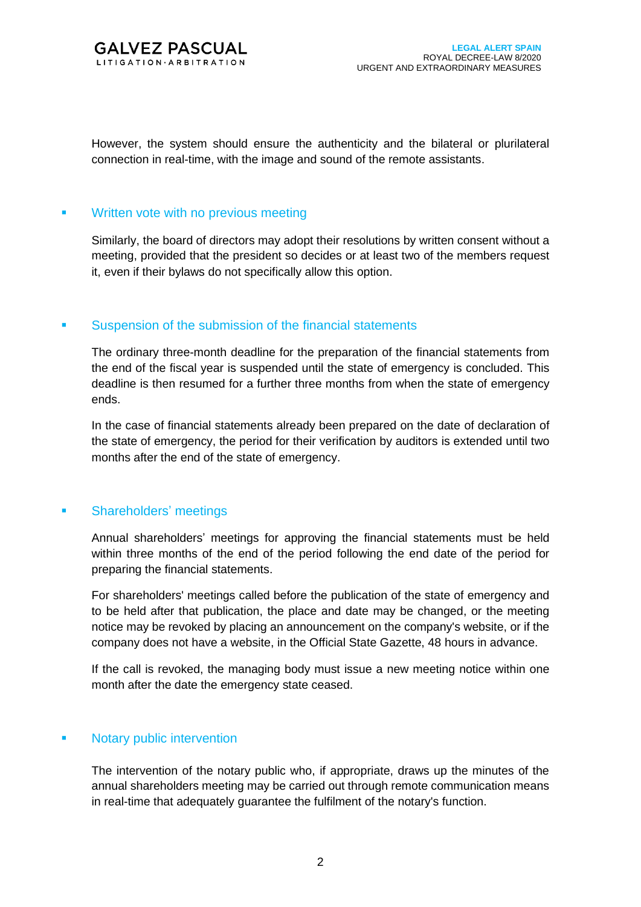However, the system should ensure the authenticity and the bilateral or plurilateral connection in real-time, with the image and sound of the remote assistants.

- ## Written vote with no previous meeting

Similarly, the board of directors may adopt their resolutions by written consent without a meeting, provided that the president so decides or at least two of the members request it, even if their bylaws do not specifically allow this option.

- ## Suspension of the submission of the financial statements

The ordinary three-month deadline for the preparation of the financial statements from the end of the fiscal year is suspended until the state of emergency is concluded. This deadline is then resumed for a further three months from when the state of emergency ends.

In the case of financial statements already been prepared on the date of declaration of the state of emergency, the period for their verification by auditors is extended until two months after the end of the state of emergency.

- ## Shareholders' meetings

Annual shareholders' meetings for approving the financial statements must be held within three months of the end of the period following the end date of the period for preparing the financial statements.

For shareholders' meetings called before the publication of the state of emergency and to be held after that publication, the place and date may be changed, or the meeting notice may be revoked by placing an announcement on the company's website, or if the company does not have a website, in the Official State Gazette, 48 hours in advance.

If the call is revoked, the managing body must issue a new meeting notice within one month after the date the emergency state ceased.

- ## Notary public intervention

The intervention of the notary public who, if appropriate, draws up the minutes of the annual shareholders meeting may be carried out through remote communication means in real-time that adequately guarantee the fulfilment of the notary's function.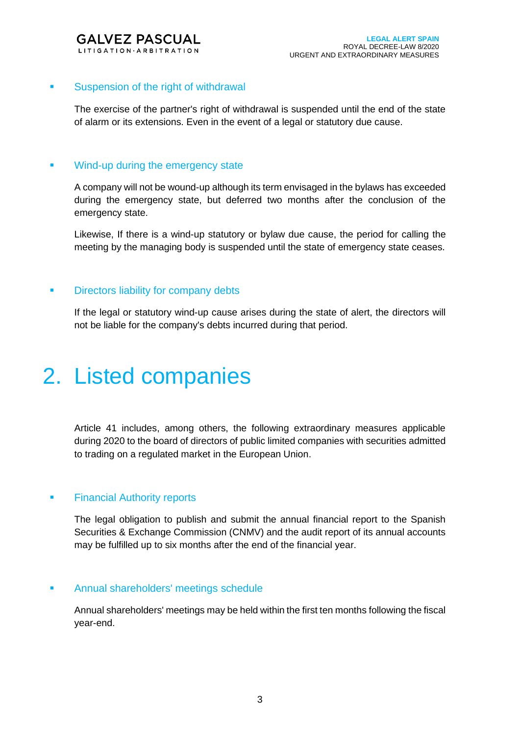- **Suspension of the right of withdrawal**

  The exercise of the partner's right of withdrawal is suspended until the end of the state of alarm or its extensions. Even in the event of a legal or statutory due cause.

- **Wind-up during the emergency state**

  A company will not be wound-up although its term envisaged in the bylaws has exceeded during the emergency state, but deferred two months after the conclusion of the emergency state.

  Likewise, If there is a wind-up statutory or bylaw due cause, the period for calling the meeting by the managing body is suspended until the state of emergency state ceases.

- **Directors liability for company debts**

  If the legal or statutory wind-up cause arises during the state of alert, the directors will not be liable for the company's debts incurred during that period.

# 2. Listed companies

Article 41 includes, among others, the following extraordinary measures applicable during 2020 to the board of directors of public limited companies with securities admitted to trading on a regulated market in the European Union.

- **Financial Authority reports**

  The legal obligation to publish and submit the annual financial report to the Spanish Securities & Exchange Commission (CNMV) and the audit report of its annual accounts may be fulfilled up to six months after the end of the financial year.

- **Annual shareholders' meetings schedule**

  Annual shareholders' meetings may be held within the first ten months following the fiscal year-end.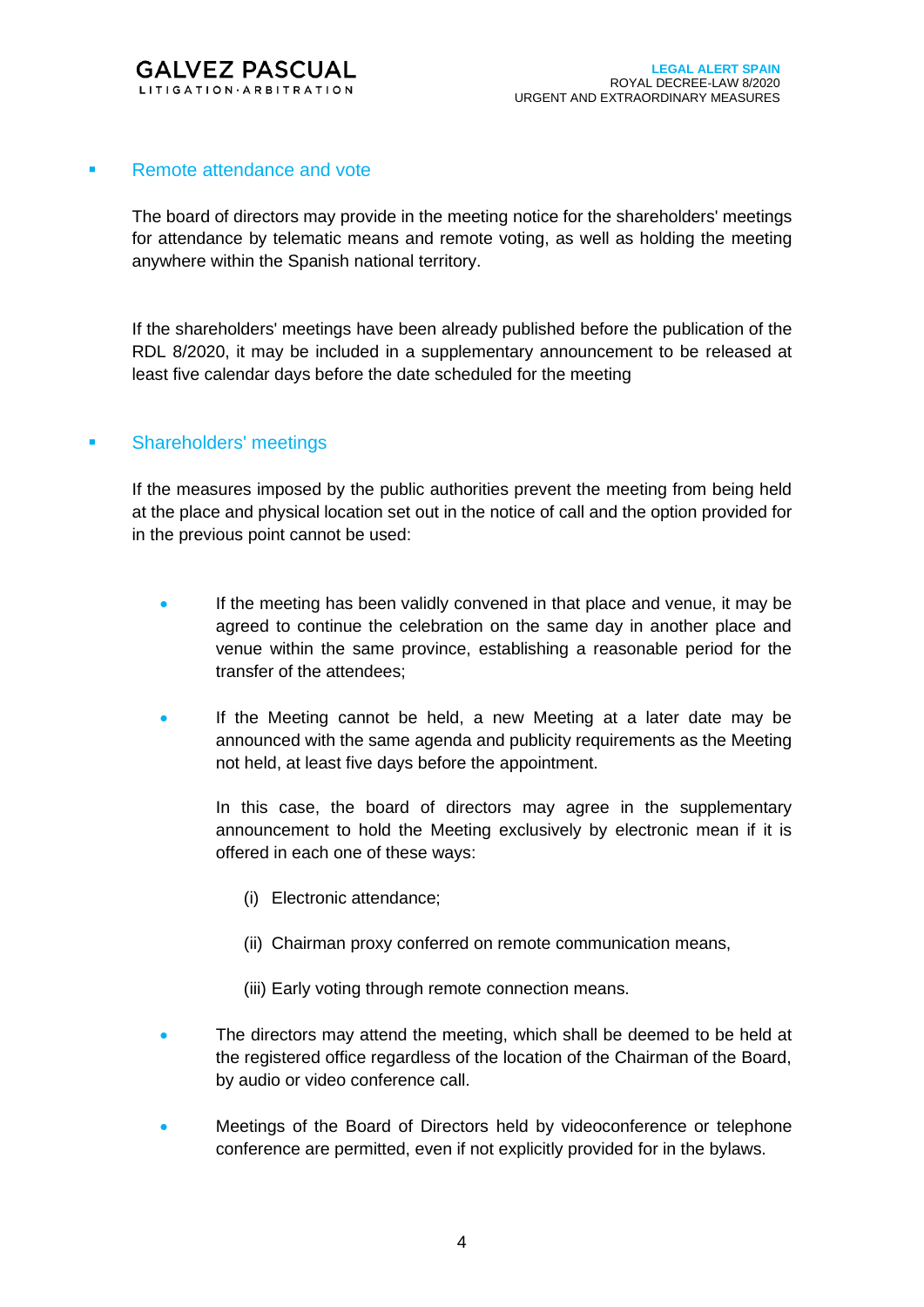- ## Remote attendance and vote

  The board of directors may provide in the meeting notice for the shareholders' meetings for attendance by telematic means and remote voting, as well as holding the meeting anywhere within the Spanish national territory.

  If the shareholders' meetings have been already published before the publication of the RDL 8/2020, it may be included in a supplementary announcement to be released at least five calendar days before the date scheduled for the meeting

- ## Shareholders' meetings

  If the measures imposed by the public authorities prevent the meeting from being held at the place and physical location set out in the notice of call and the option provided for in the previous point cannot be used:

  - If the meeting has been validly convened in that place and venue, it may be agreed to continue the celebration on the same day in another place and venue within the same province, establishing a reasonable period for the transfer of the attendees;

  - If the Meeting cannot be held, a new Meeting at a later date may be announced with the same agenda and publicity requirements as the Meeting not held, at least five days before the appointment.

    In this case, the board of directors may agree in the supplementary announcement to hold the Meeting exclusively by electronic mean if it is offered in each one of these ways:

    (i) Electronic attendance;

    (ii) Chairman proxy conferred on remote communication means,

    (iii) Early voting through remote connection means.

  - The directors may attend the meeting, which shall be deemed to be held at the registered office regardless of the location of the Chairman of the Board, by audio or video conference call.

  - Meetings of the Board of Directors held by videoconference or telephone conference are permitted, even if not explicitly provided for in the bylaws.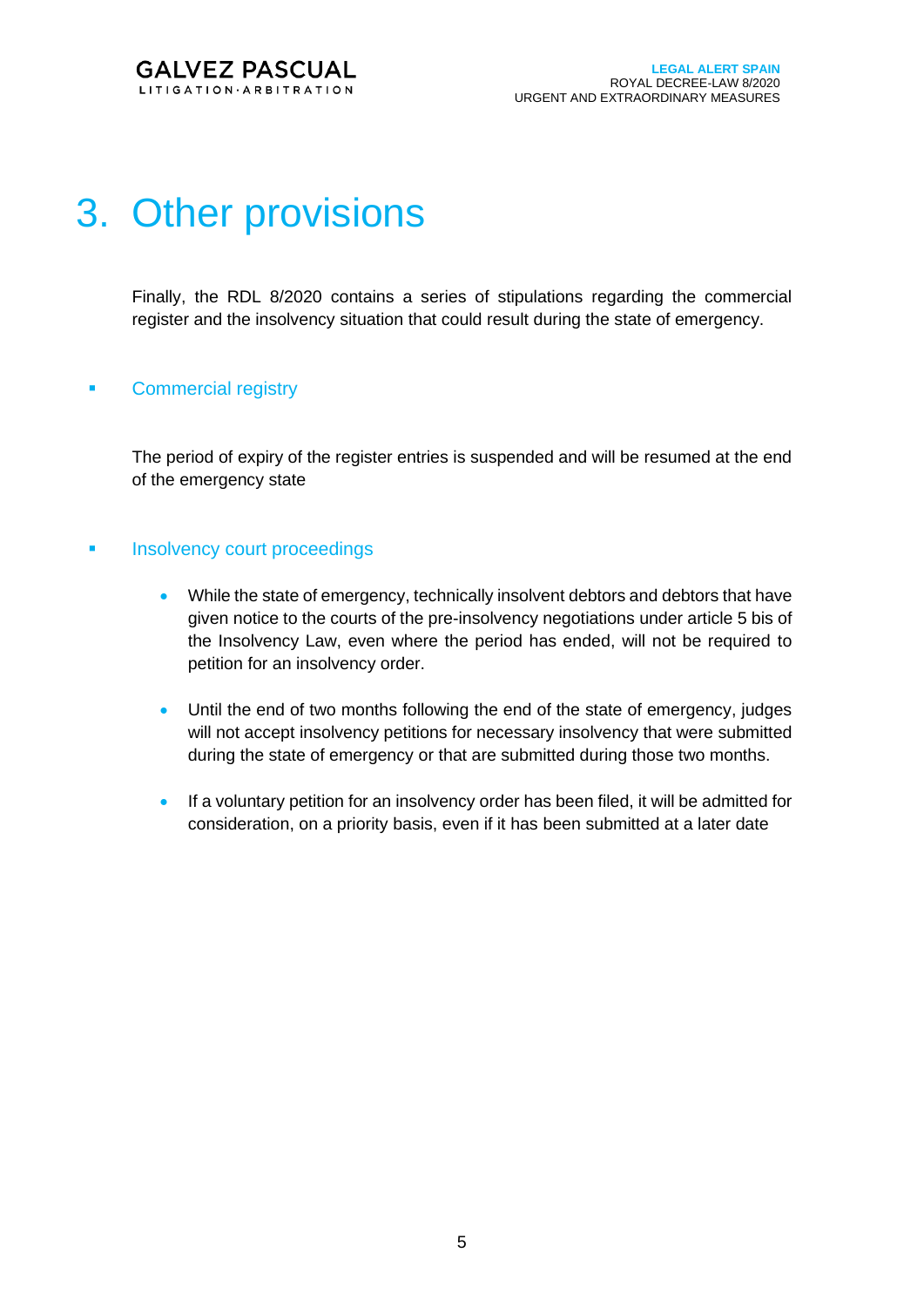# 3. Other provisions

Finally, the RDL 8/2020 contains a series of stipulations regarding the commercial register and the insolvency situation that could result during the state of emergency.

## Commercial registry

The period of expiry of the register entries is suspended and will be resumed at the end of the emergency state

## Insolvency court proceedings

- While the state of emergency, technically insolvent debtors and debtors that have given notice to the courts of the pre-insolvency negotiations under article 5 bis of the Insolvency Law, even where the period has ended, will not be required to petition for an insolvency order.
- Until the end of two months following the end of the state of emergency, judges will not accept insolvency petitions for necessary insolvency that were submitted during the state of emergency or that are submitted during those two months.
- If a voluntary petition for an insolvency order has been filed, it will be admitted for consideration, on a priority basis, even if it has been submitted at a later date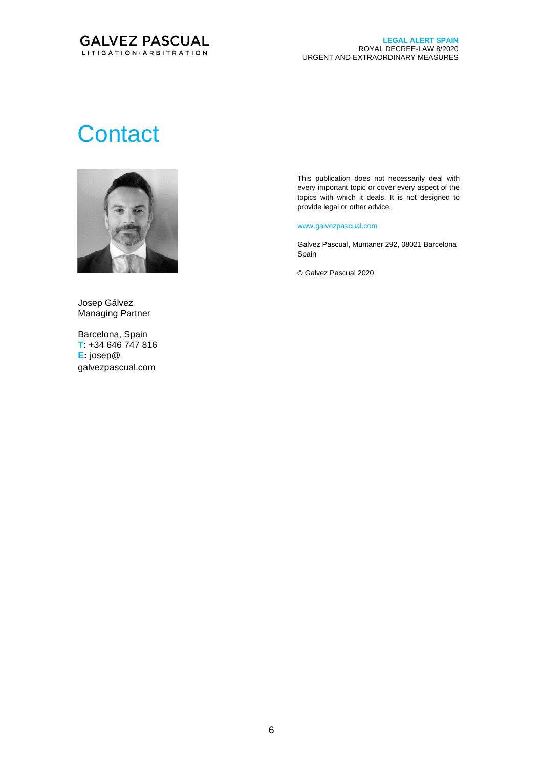# Contact

Josep Gálvez
Managing Partner

Barcelona, Spain
**T**: +34 646 747 816
**E:** josep@
galvezpascual.com

This publication does not necessarily deal with every important topic or cover every aspect of the topics with which it deals. It is not designed to provide legal or other advice.

www.galvezpascual.com

Galvez Pascual, Muntaner 292, 08021 Barcelona
Spain

© Galvez Pascual 2020